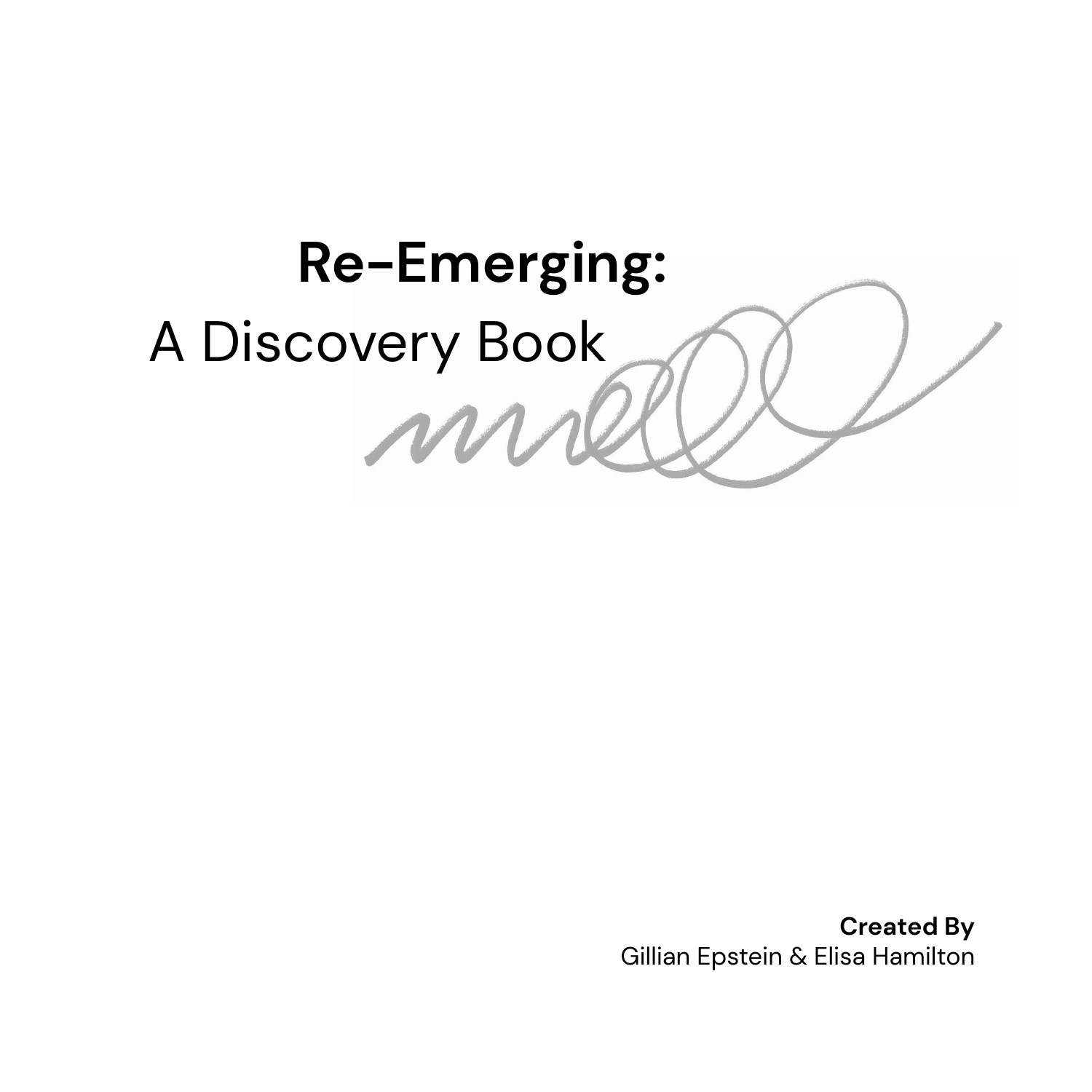# **Re-Emerging:**
## A Discovery Book

**Created By**
Gillian Epstein & Elisa Hamilton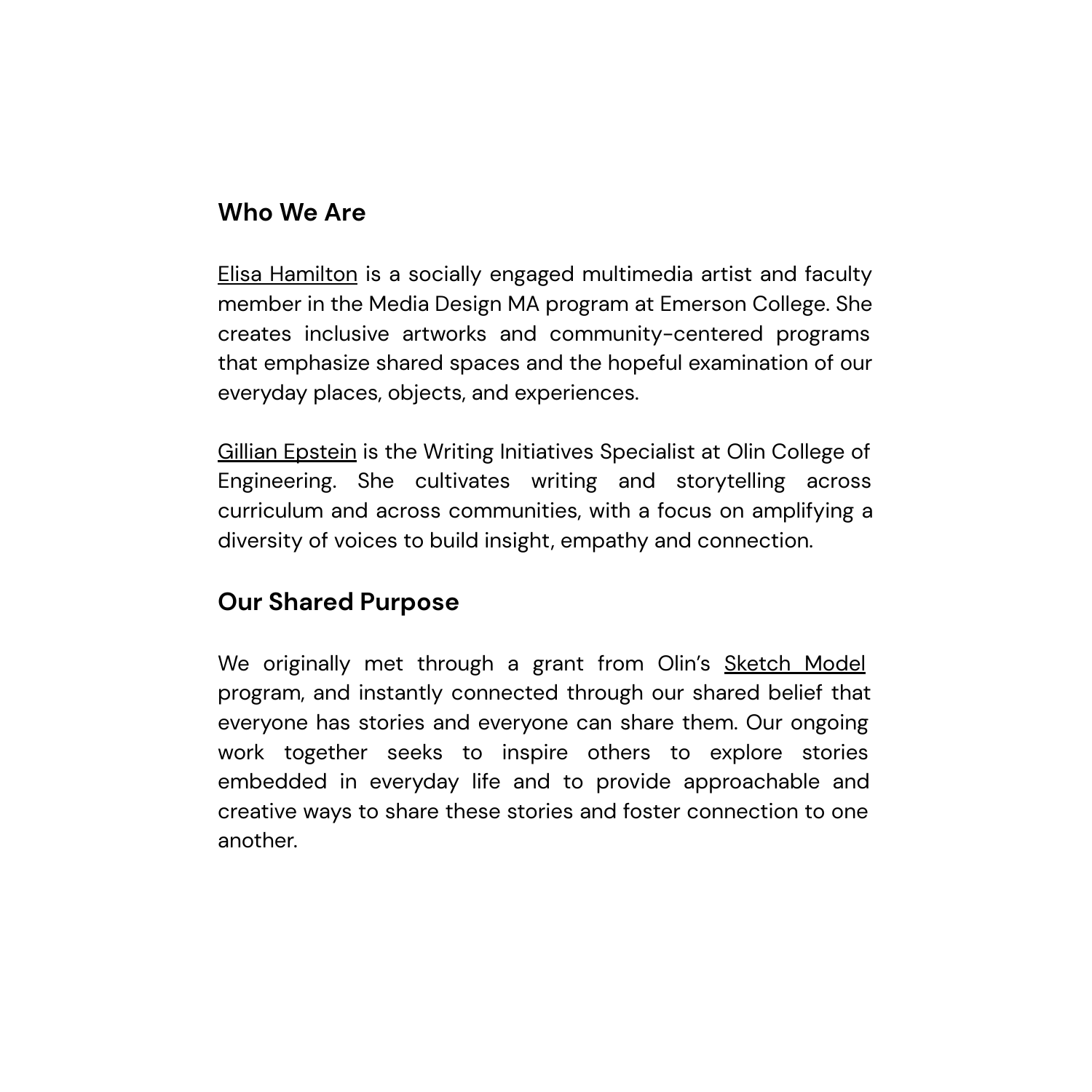## Who We Are

Elisa Hamilton is a socially engaged multimedia artist and faculty member in the Media Design MA program at Emerson College. She creates inclusive artworks and community-centered programs that emphasize shared spaces and the hopeful examination of our everyday places, objects, and experiences.

Gillian Epstein is the Writing Initiatives Specialist at Olin College of Engineering. She cultivates writing and storytelling across curriculum and across communities, with a focus on amplifying a diversity of voices to build insight, empathy and connection.

## Our Shared Purpose

We originally met through a grant from Olin's Sketch Model program, and instantly connected through our shared belief that everyone has stories and everyone can share them. Our ongoing work together seeks to inspire others to explore stories embedded in everyday life and to provide approachable and creative ways to share these stories and foster connection to one another.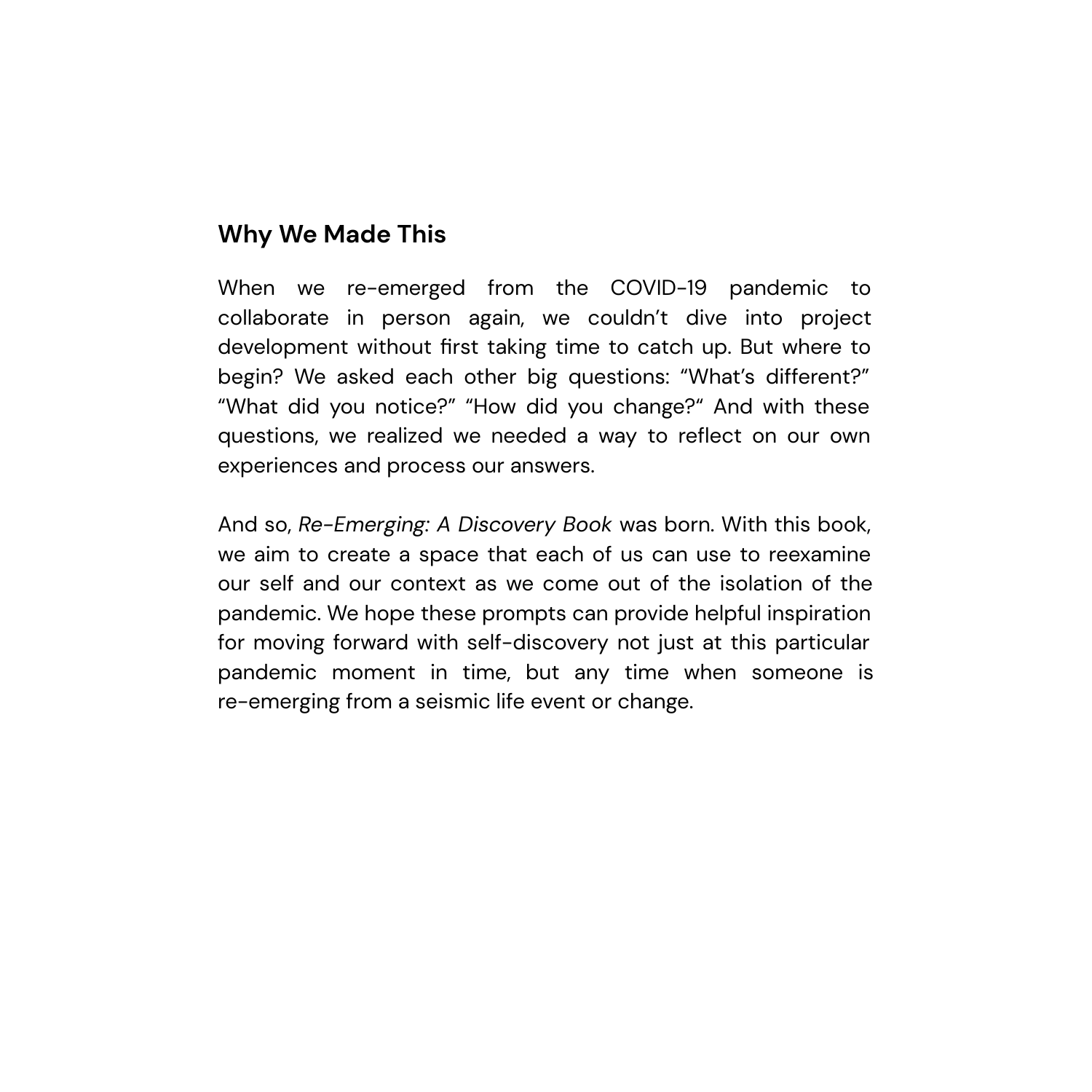## Why We Made This

When we re-emerged from the COVID-19 pandemic to collaborate in person again, we couldn't dive into project development without first taking time to catch up. But where to begin? We asked each other big questions: "What's different?" "What did you notice?" "How did you change?" And with these questions, we realized we needed a way to reflect on our own experiences and process our answers.

And so, *Re-Emerging: A Discovery Book* was born. With this book, we aim to create a space that each of us can use to reexamine our self and our context as we come out of the isolation of the pandemic. We hope these prompts can provide helpful inspiration for moving forward with self-discovery not just at this particular pandemic moment in time, but any time when someone is re-emerging from a seismic life event or change.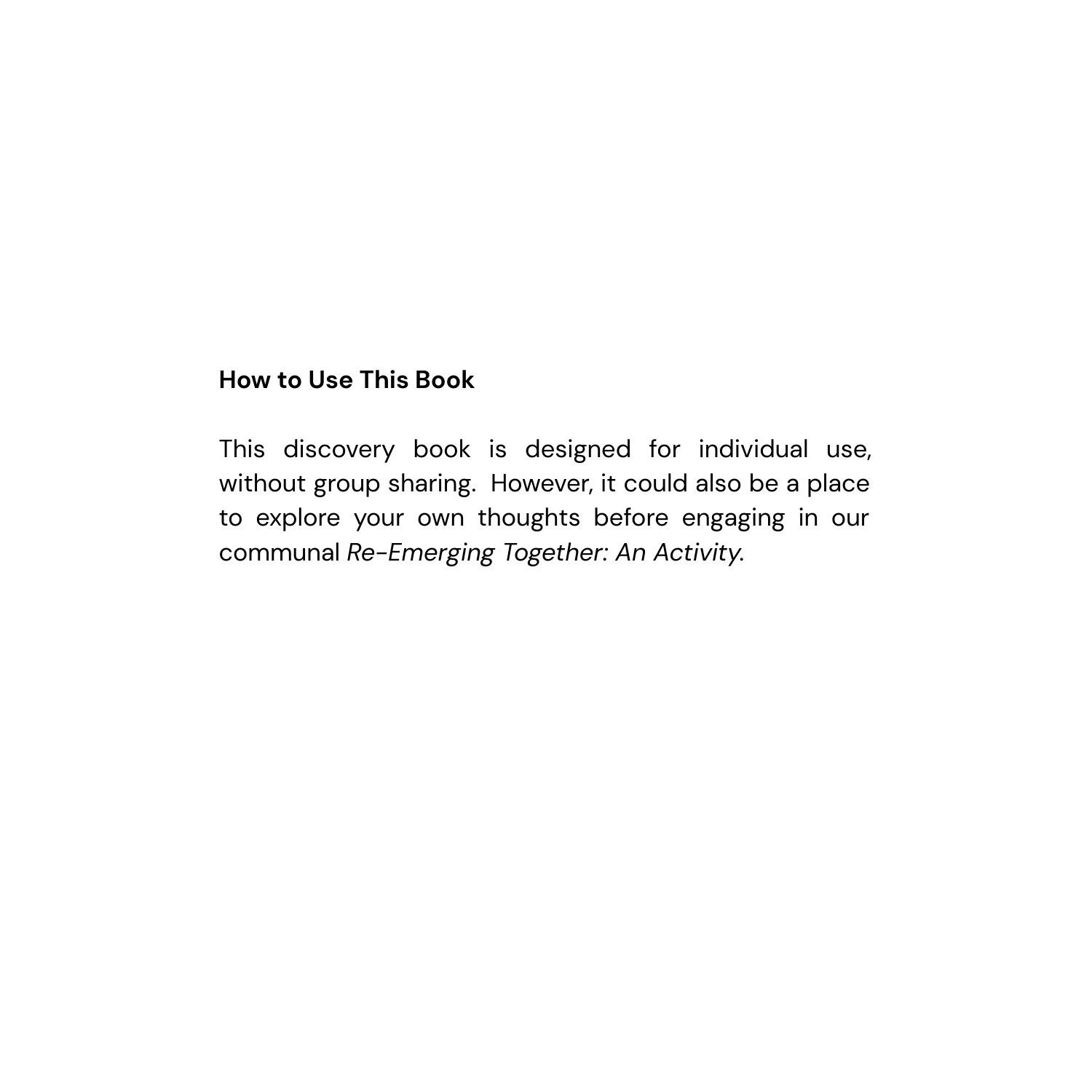## How to Use This Book

This discovery book is designed for individual use, without group sharing. However, it could also be a place to explore your own thoughts before engaging in our communal *Re-Emerging Together: An Activity*.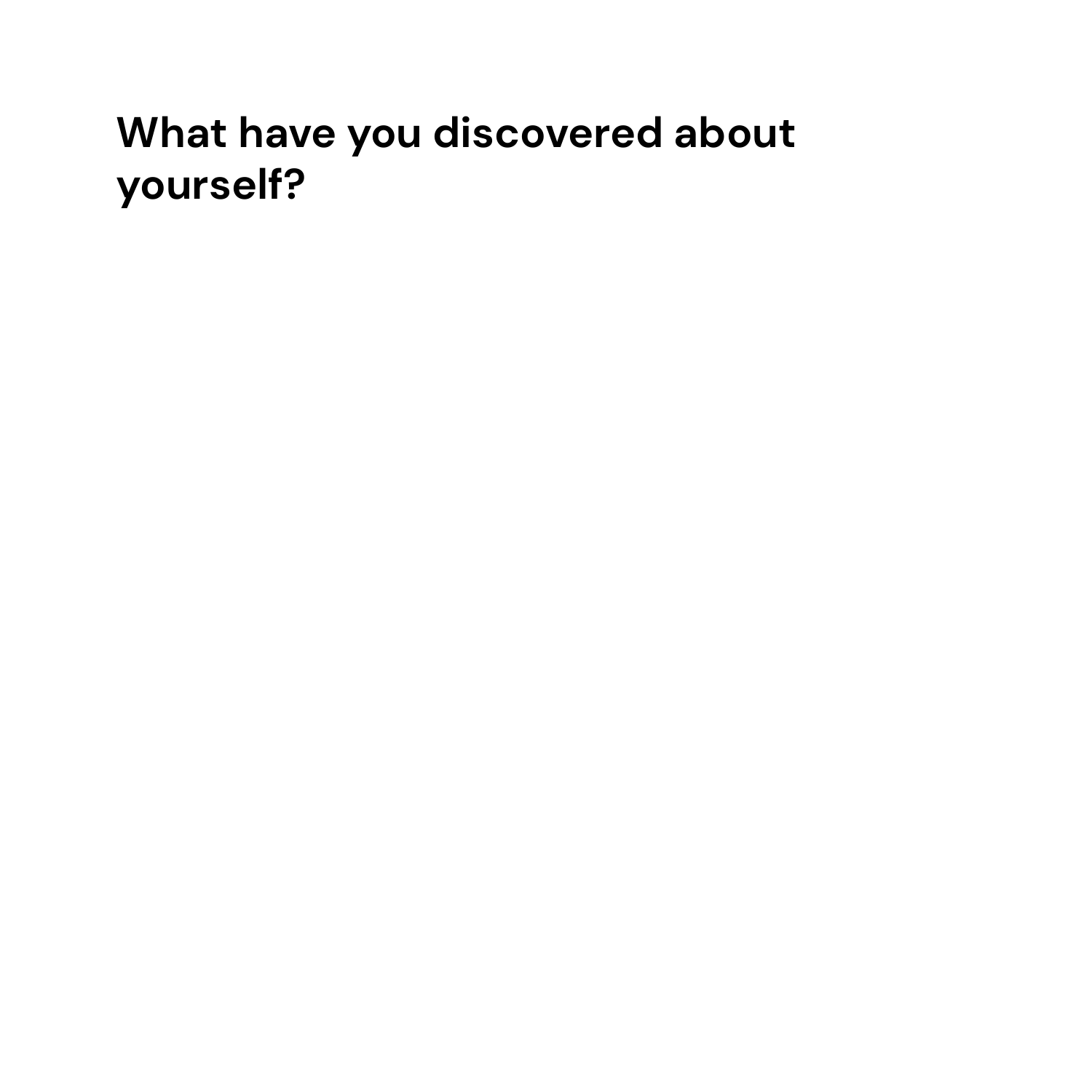**What have you discovered about yourself?**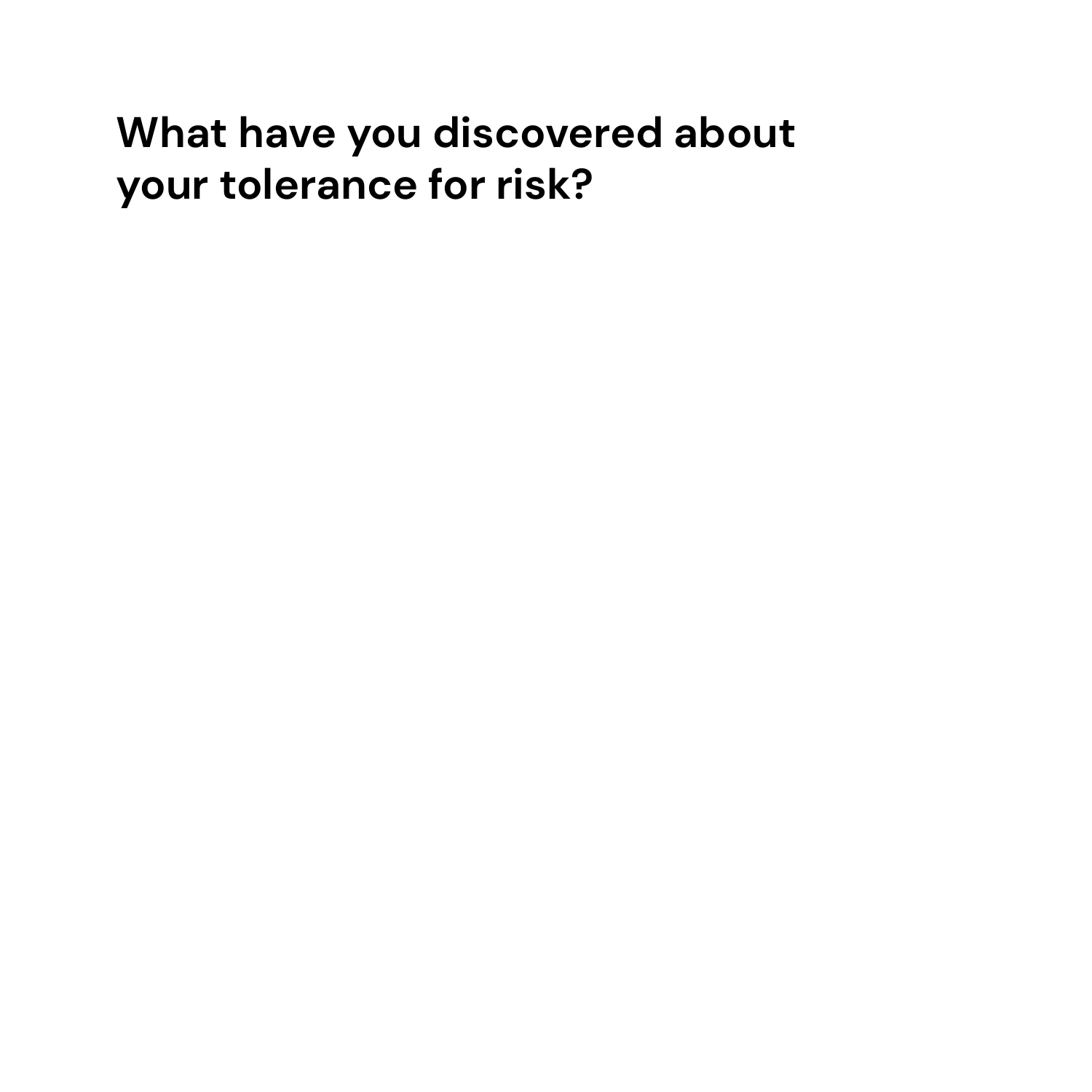**What have you discovered about your tolerance for risk?**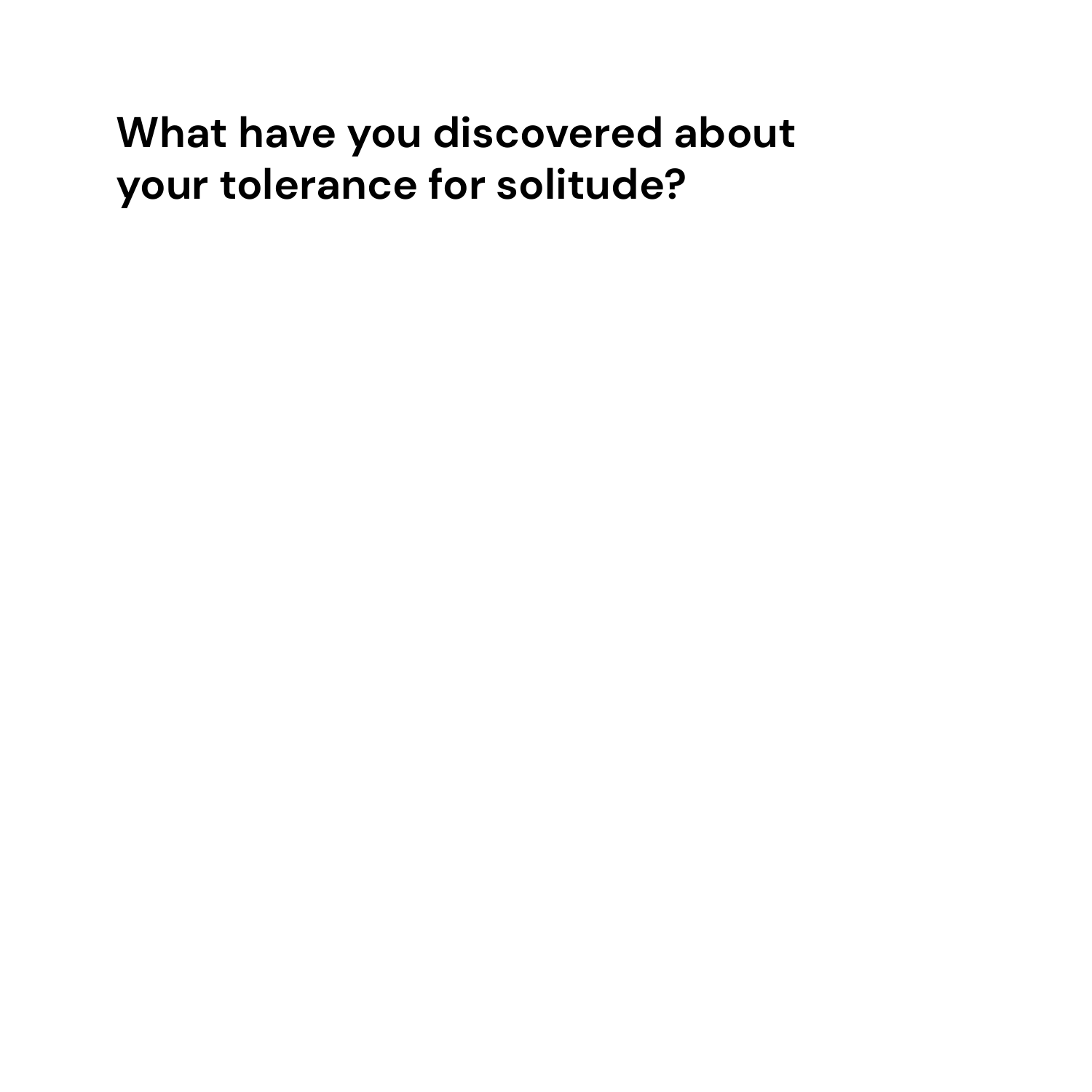**What have you discovered about your tolerance for solitude?**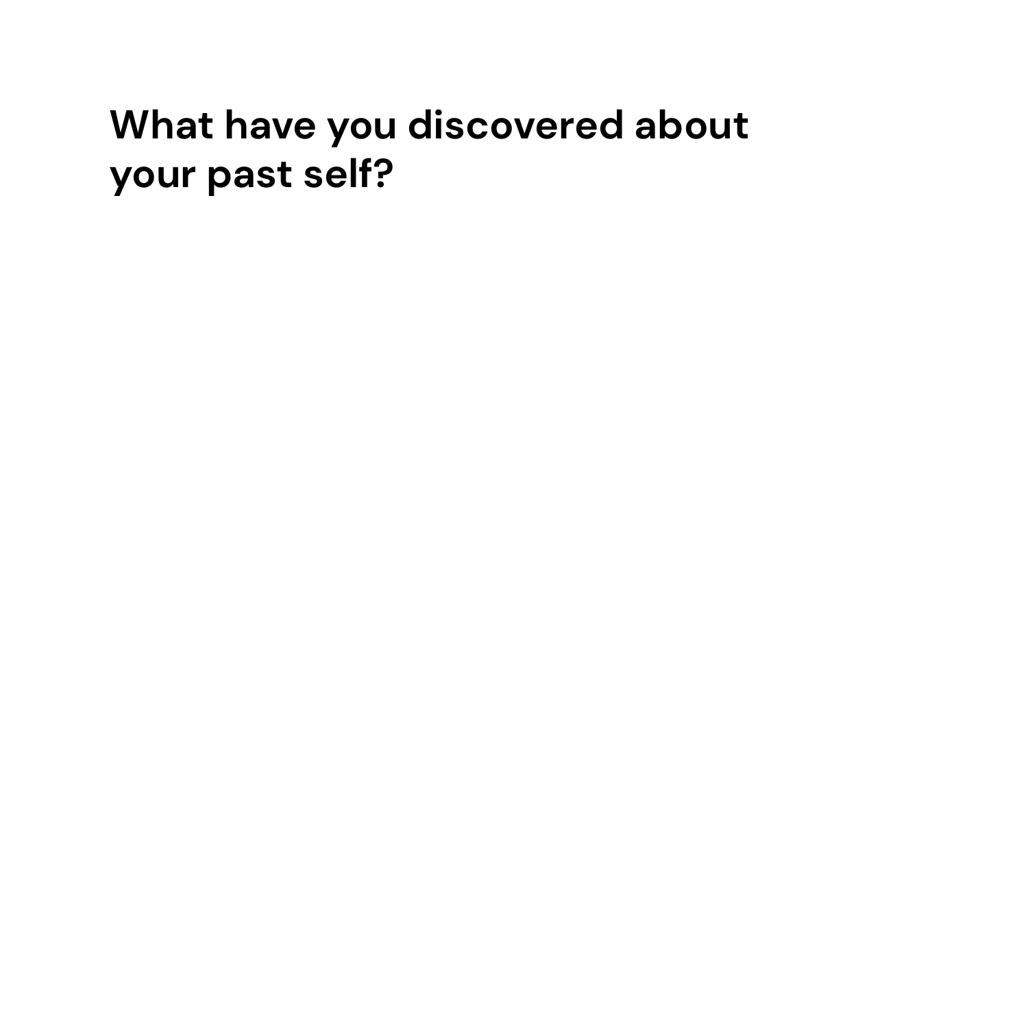**What have you discovered about your past self?**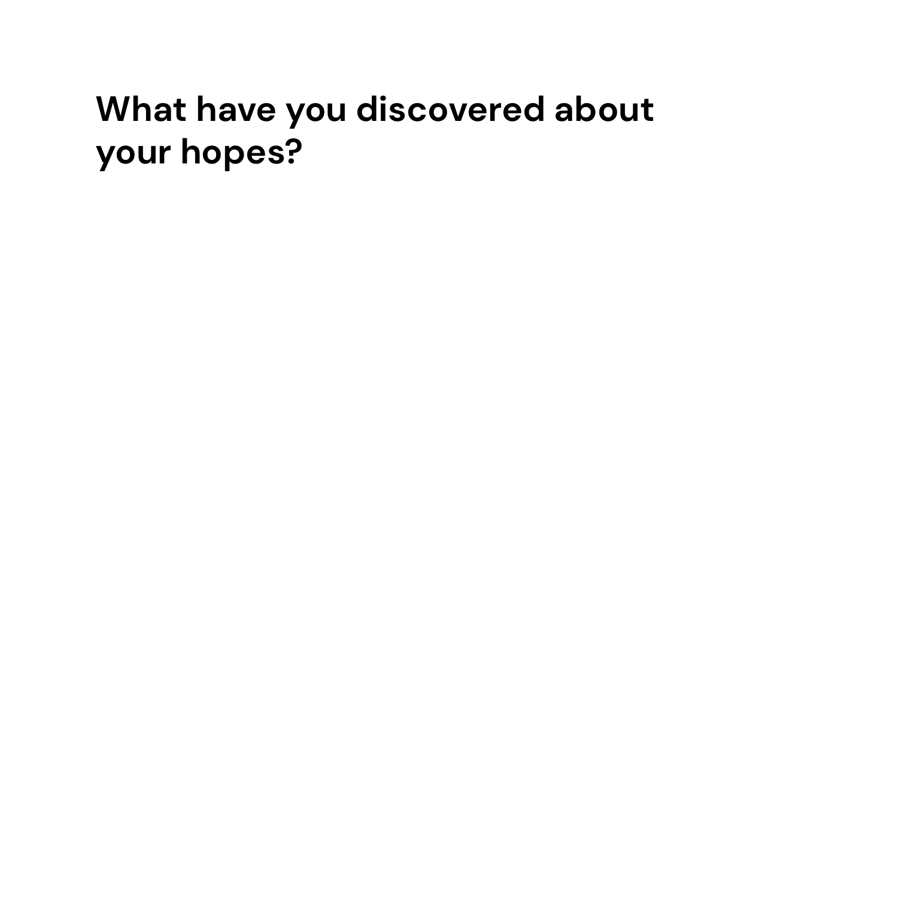**What have you discovered about your hopes?**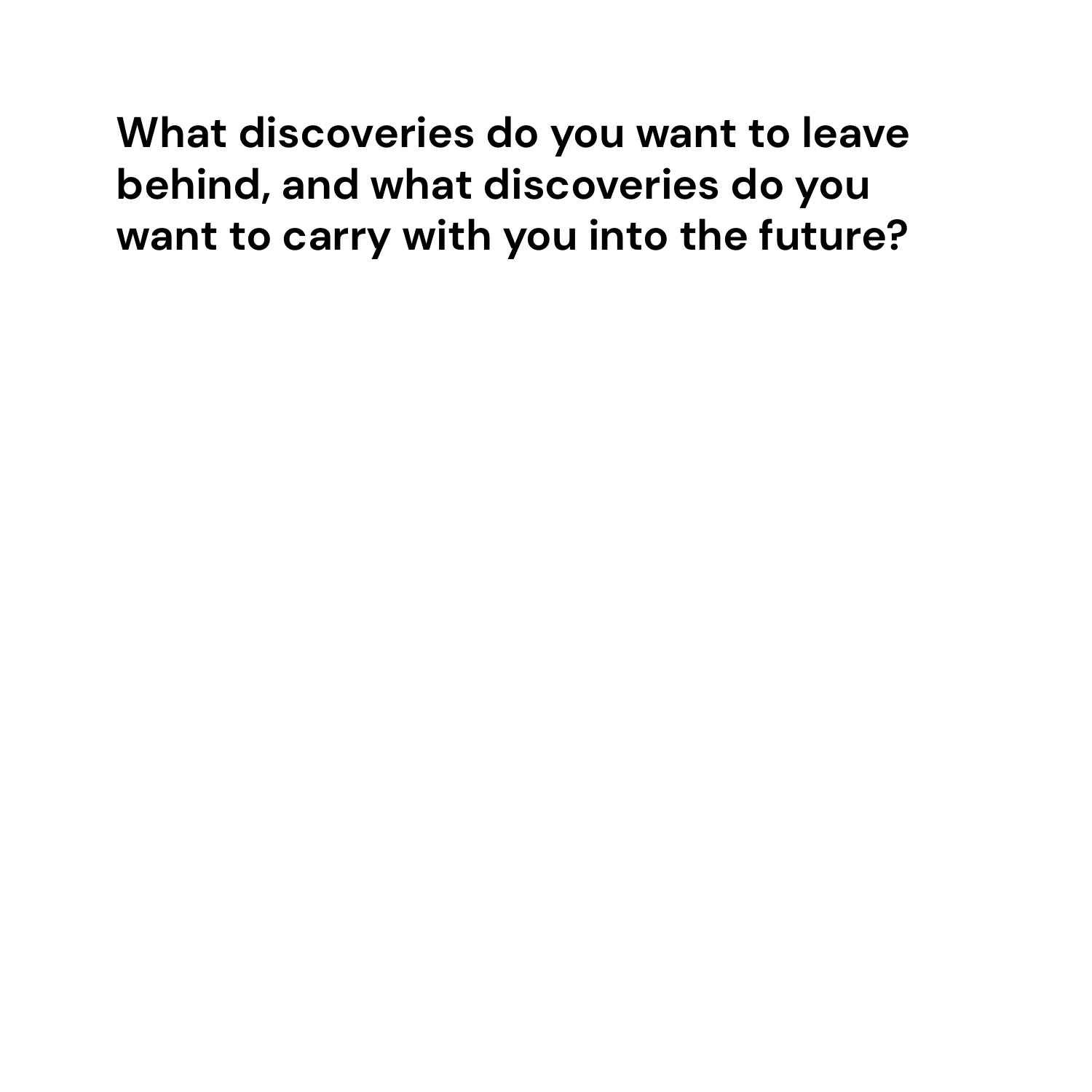**What discoveries do you want to leave behind, and what discoveries do you want to carry with you into the future?**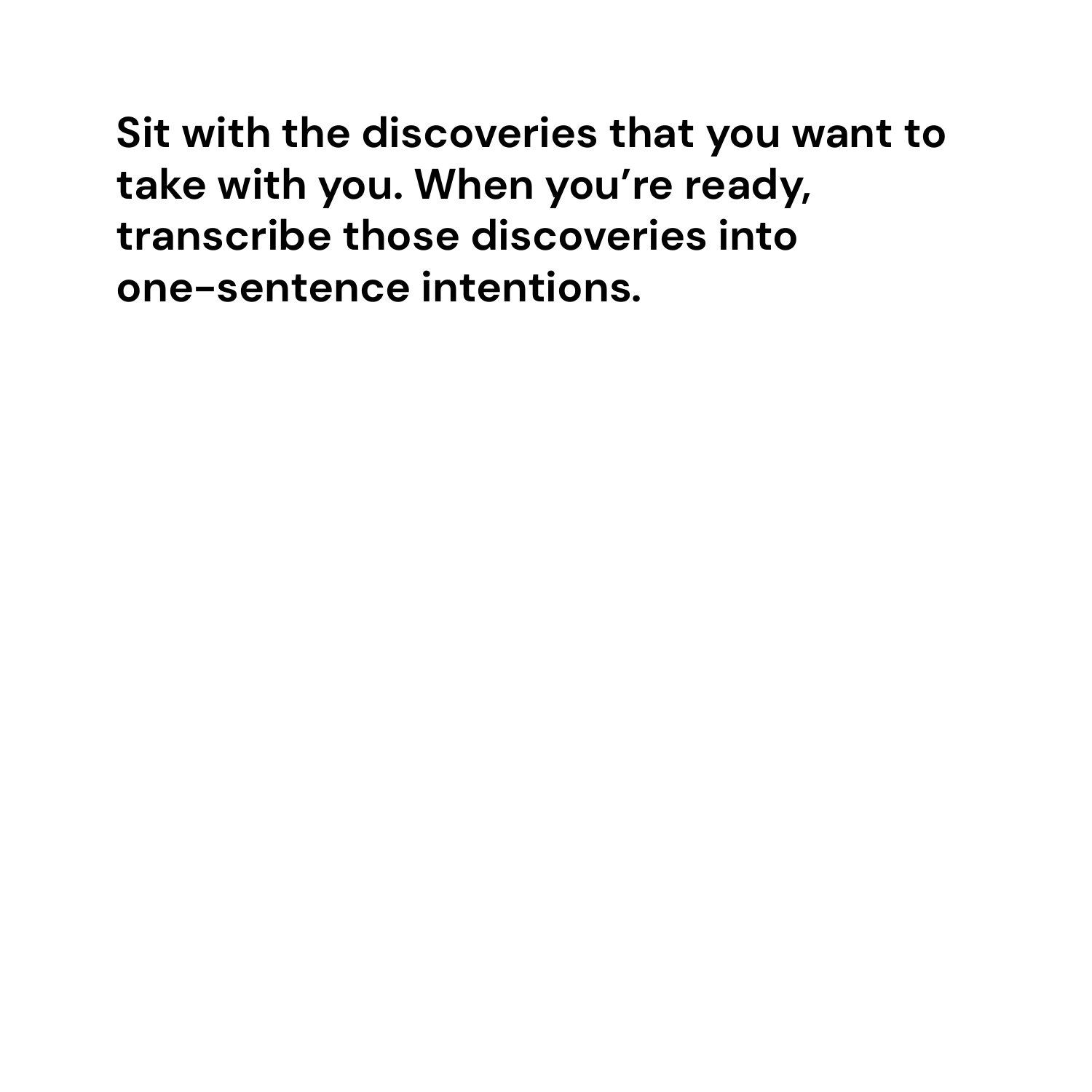**Sit with the discoveries that you want to take with you. When you're ready, transcribe those discoveries into one-sentence intentions.**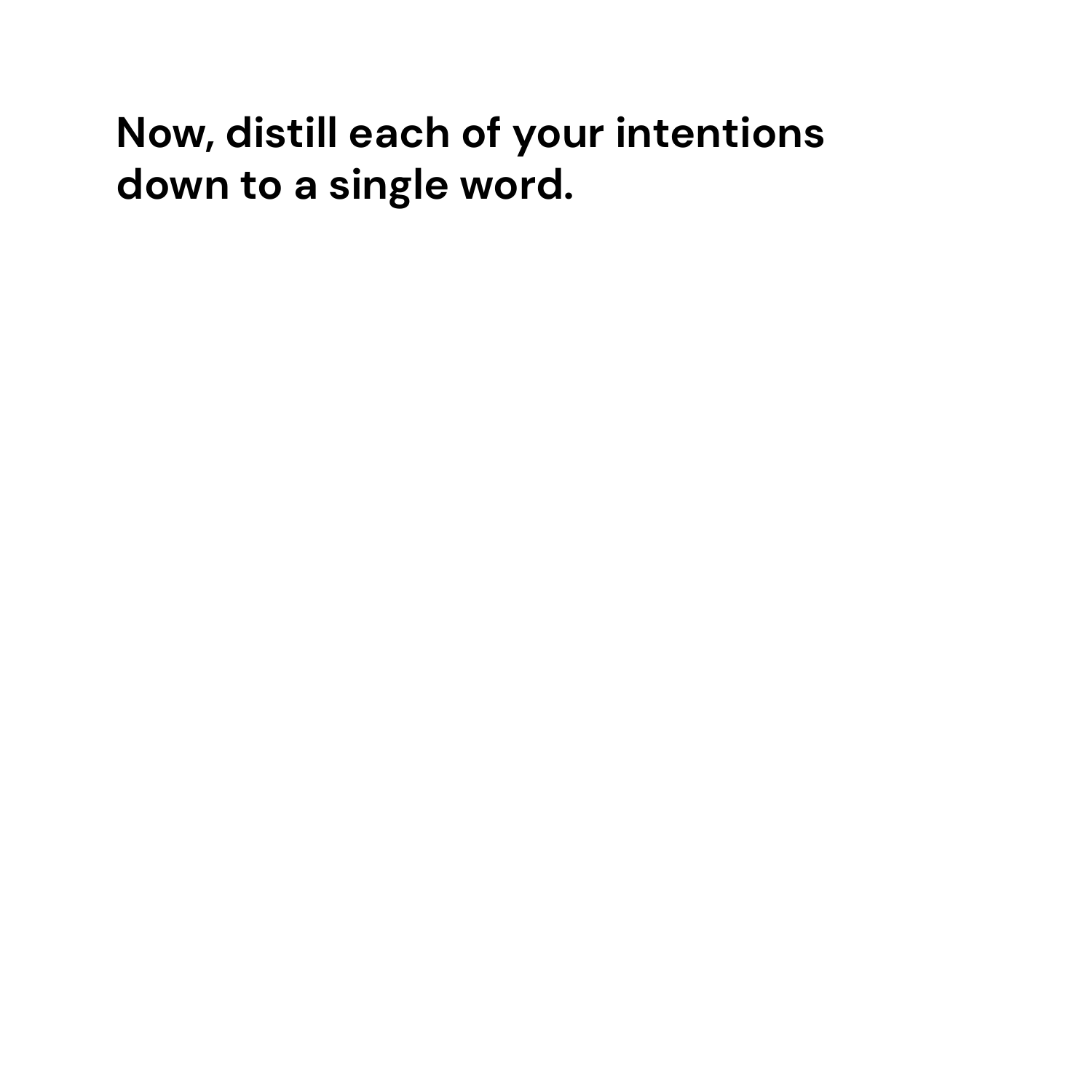**Now, distill each of your intentions down to a single word.**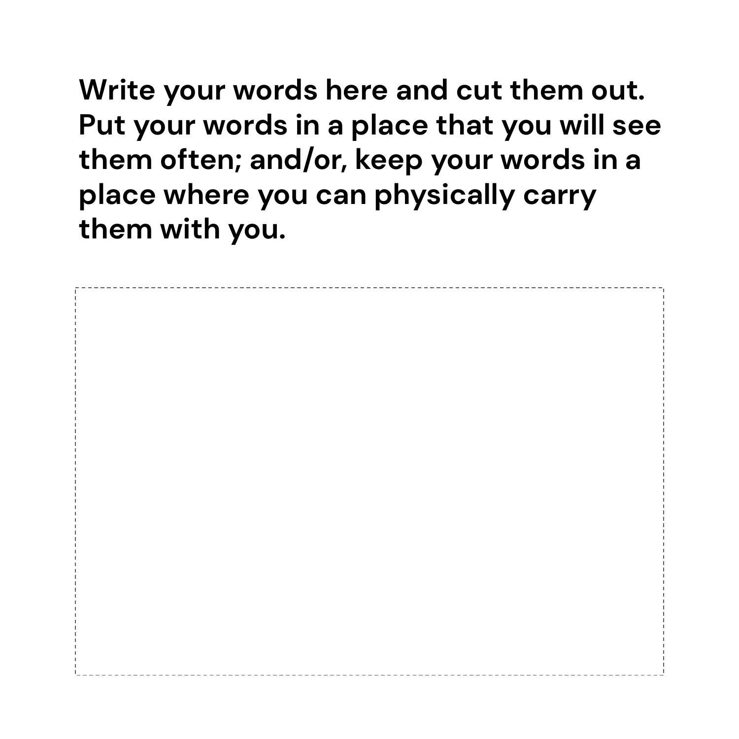**Write your words here and cut them out. Put your words in a place that you will see them often; and/or, keep your words in a place where you can physically carry them with you.**